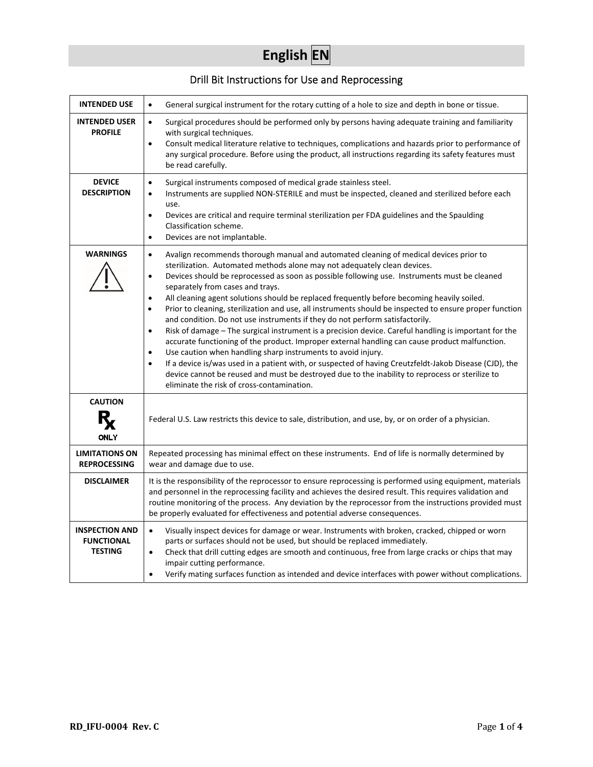# English EN

## Drill Bit Instructions for Use and Reprocessing

| | |
|---|---|
| **INTENDED USE** | • General surgical instrument for the rotary cutting of a hole to size and depth in bone or tissue. |
| **INTENDED USER PROFILE** | • Surgical procedures should be performed only by persons having adequate training and familiarity with surgical techniques.<br>• Consult medical literature relative to techniques, complications and hazards prior to performance of any surgical procedure. Before using the product, all instructions regarding its safety features must be read carefully. |
| **DEVICE DESCRIPTION** | • Surgical instruments composed of medical grade stainless steel.<br>• Instruments are supplied NON-STERILE and must be inspected, cleaned and sterilized before each use.<br>• Devices are critical and require terminal sterilization per FDA guidelines and the Spaulding Classification scheme.<br>• Devices are not implantable. |
| **WARNINGS** | • Avalign recommends thorough manual and automated cleaning of medical devices prior to sterilization. Automated methods alone may not adequately clean devices.<br>• Devices should be reprocessed as soon as possible following use. Instruments must be cleaned separately from cases and trays.<br>• All cleaning agent solutions should be replaced frequently before becoming heavily soiled.<br>• Prior to cleaning, sterilization and use, all instruments should be inspected to ensure proper function and condition. Do not use instruments if they do not perform satisfactorily.<br>• Risk of damage – The surgical instrument is a precision device. Careful handling is important for the accurate functioning of the product. Improper external handling can cause product malfunction.<br>• Use caution when handling sharp instruments to avoid injury.<br>• If a device is/was used in a patient with, or suspected of having Creutzfeldt-Jakob Disease (CJD), the device cannot be reused and must be destroyed due to the inability to reprocess or sterilize to eliminate the risk of cross-contamination. |
| **CAUTION**<br>Rx ONLY | Federal U.S. Law restricts this device to sale, distribution, and use, by, or on order of a physician. |
| **LIMITATIONS ON REPROCESSING** | Repeated processing has minimal effect on these instruments. End of life is normally determined by wear and damage due to use. |
| **DISCLAIMER** | It is the responsibility of the reprocessor to ensure reprocessing is performed using equipment, materials and personnel in the reprocessing facility and achieves the desired result. This requires validation and routine monitoring of the process. Any deviation by the reprocessor from the instructions provided must be properly evaluated for effectiveness and potential adverse consequences. |
| **INSPECTION AND FUNCTIONAL TESTING** | • Visually inspect devices for damage or wear. Instruments with broken, cracked, chipped or worn parts or surfaces should not be used, but should be replaced immediately.<br>• Check that drill cutting edges are smooth and continuous, free from large cracks or chips that may impair cutting performance.<br>• Verify mating surfaces function as intended and device interfaces with power without complications. |

RD_IFU-0004 Rev. C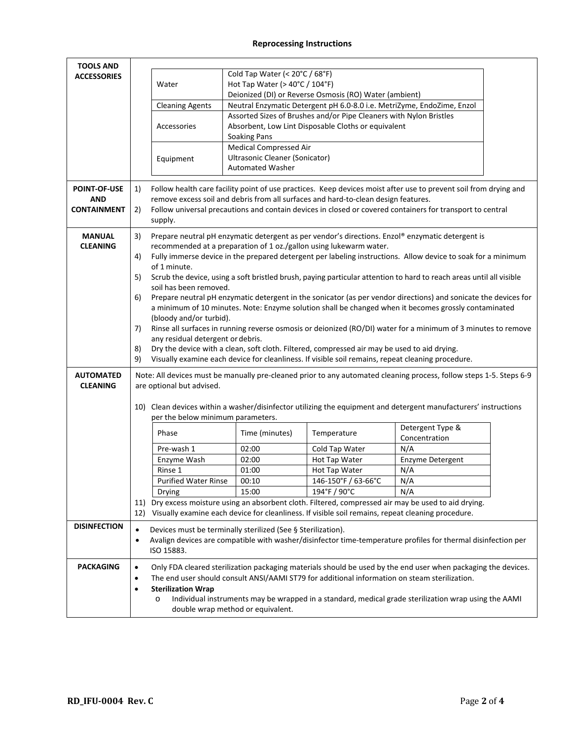# Reprocessing Instructions

**TOOLS AND ACCESSORIES**

| | |
|---|---|
| Water | Cold Tap Water (< 20°C / 68°F)<br>Hot Tap Water (> 40°C / 104°F)<br>Deionized (DI) or Reverse Osmosis (RO) Water (ambient) |
| Cleaning Agents | Neutral Enzymatic Detergent pH 6.0-8.0 i.e. MetriZyme, EndoZime, Enzol |
| Accessories | Assorted Sizes of Brushes and/or Pipe Cleaners with Nylon Bristles<br>Absorbent, Low Lint Disposable Cloths or equivalent<br>Soaking Pans |
| Equipment | Medical Compressed Air<br>Ultrasonic Cleaner (Sonicator)<br>Automated Washer |

**POINT-OF-USE AND CONTAINMENT**

1) Follow health care facility point of use practices. Keep devices moist after use to prevent soil from drying and remove excess soil and debris from all surfaces and hard-to-clean design features.
2) Follow universal precautions and contain devices in closed or covered containers for transport to central supply.

**MANUAL CLEANING**

3) Prepare neutral pH enzymatic detergent as per vendor's directions. Enzol® enzymatic detergent is recommended at a preparation of 1 oz./gallon using lukewarm water.
4) Fully immerse device in the prepared detergent per labeling instructions. Allow device to soak for a minimum of 1 minute.
5) Scrub the device, using a soft bristled brush, paying particular attention to hard to reach areas until all visible soil has been removed.
6) Prepare neutral pH enzymatic detergent in the sonicator (as per vendor directions) and sonicate the devices for a minimum of 10 minutes. Note: Enzyme solution shall be changed when it becomes grossly contaminated (bloody and/or turbid).
7) Rinse all surfaces in running reverse osmosis or deionized (RO/DI) water for a minimum of 3 minutes to remove any residual detergent or debris.
8) Dry the device with a clean, soft cloth. Filtered, compressed air may be used to aid drying.
9) Visually examine each device for cleanliness. If visible soil remains, repeat cleaning procedure.

**AUTOMATED CLEANING**

Note: All devices must be manually pre-cleaned prior to any automated cleaning process, follow steps 1-5. Steps 6-9 are optional but advised.

10) Clean devices within a washer/disinfector utilizing the equipment and detergent manufacturers' instructions per the below minimum parameters.

| Phase | Time (minutes) | Temperature | Detergent Type & Concentration |
|---|---|---|---|
| Pre-wash 1 | 02:00 | Cold Tap Water | N/A |
| Enzyme Wash | 02:00 | Hot Tap Water | Enzyme Detergent |
| Rinse 1 | 01:00 | Hot Tap Water | N/A |
| Purified Water Rinse | 00:10 | 146-150°F / 63-66°C | N/A |
| Drying | 15:00 | 194°F / 90°C | N/A |

11) Dry excess moisture using an absorbent cloth. Filtered, compressed air may be used to aid drying.
12) Visually examine each device for cleanliness. If visible soil remains, repeat cleaning procedure.

**DISINFECTION**

- Devices must be terminally sterilized (See § Sterilization).
- Avalign devices are compatible with washer/disinfector time-temperature profiles for thermal disinfection per ISO 15883.

**PACKAGING**

- Only FDA cleared sterilization packaging materials should be used by the end user when packaging the devices.
- The end user should consult ANSI/AAMI ST79 for additional information on steam sterilization.
- **Sterilization Wrap**
  - Individual instruments may be wrapped in a standard, medical grade sterilization wrap using the AAMI double wrap method or equivalent.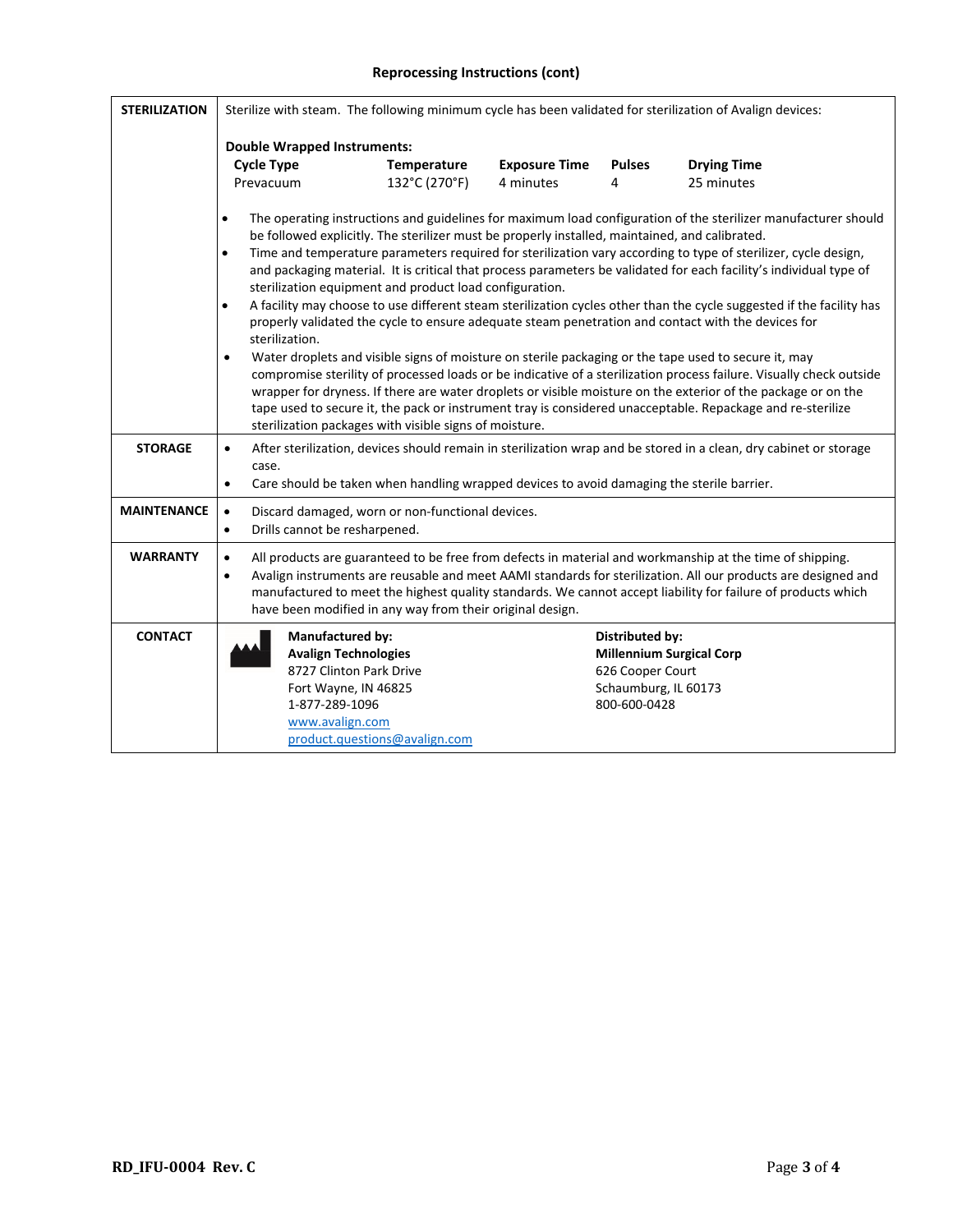**Reprocessing Instructions (cont)**

**STERILIZATION**

Sterilize with steam. The following minimum cycle has been validated for sterilization of Avalign devices:

**Double Wrapped Instruments:**

| Cycle Type | Temperature | Exposure Time | Pulses | Drying Time |
|---|---|---|---|---|
| Prevacuum | 132°C (270°F) | 4 minutes | 4 | 25 minutes |

- The operating instructions and guidelines for maximum load configuration of the sterilizer manufacturer should be followed explicitly. The sterilizer must be properly installed, maintained, and calibrated.
- Time and temperature parameters required for sterilization vary according to type of sterilizer, cycle design, and packaging material. It is critical that process parameters be validated for each facility's individual type of sterilization equipment and product load configuration.
- A facility may choose to use different steam sterilization cycles other than the cycle suggested if the facility has properly validated the cycle to ensure adequate steam penetration and contact with the devices for sterilization.
- Water droplets and visible signs of moisture on sterile packaging or the tape used to secure it, may compromise sterility of processed loads or be indicative of a sterilization process failure. Visually check outside wrapper for dryness. If there are water droplets or visible moisture on the exterior of the package or on the tape used to secure it, the pack or instrument tray is considered unacceptable. Repackage and re-sterilize sterilization packages with visible signs of moisture.

**STORAGE**

- After sterilization, devices should remain in sterilization wrap and be stored in a clean, dry cabinet or storage case.
- Care should be taken when handling wrapped devices to avoid damaging the sterile barrier.

**MAINTENANCE**

- Discard damaged, worn or non-functional devices.
- Drills cannot be resharpened.

**WARRANTY**

- All products are guaranteed to be free from defects in material and workmanship at the time of shipping.
- Avalign instruments are reusable and meet AAMI standards for sterilization. All our products are designed and manufactured to meet the highest quality standards. We cannot accept liability for failure of products which have been modified in any way from their original design.

**CONTACT**

**Manufactured by:**
**Avalign Technologies**
8727 Clinton Park Drive
Fort Wayne, IN 46825
1-877-289-1096
www.avalign.com
product.questions@avalign.com

**Distributed by:**
**Millennium Surgical Corp**
626 Cooper Court
Schaumburg, IL 60173
800-600-0428

RD_IFU-0004 Rev. C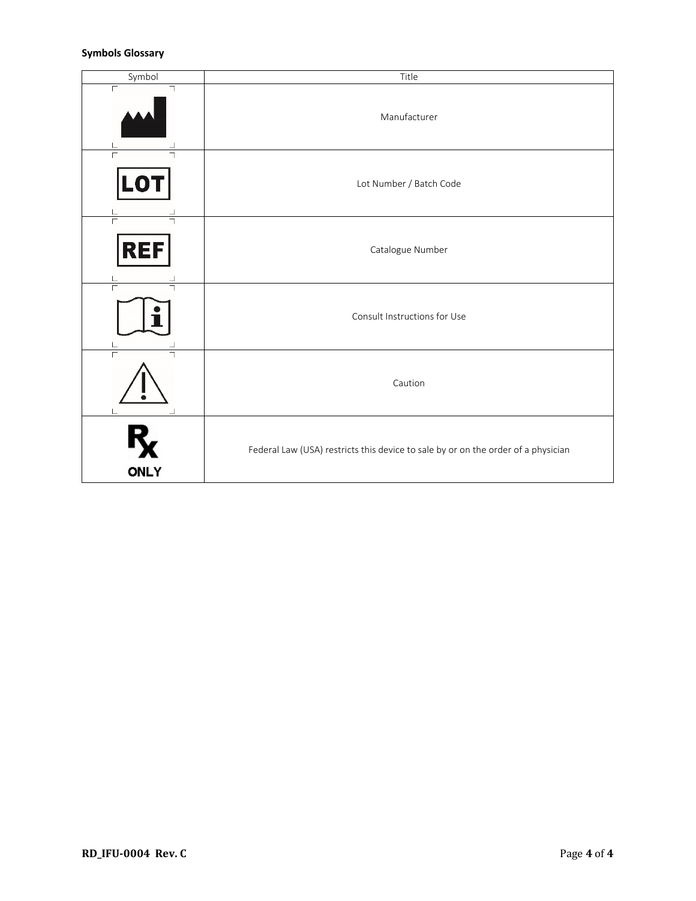**Symbols Glossary**

| Symbol | Title |
|---|---|
| | Manufacturer |
| LOT | Lot Number / Batch Code |
| REF | Catalogue Number |
| | Consult Instructions for Use |
| | Caution |
| Rx ONLY | Federal Law (USA) restricts this device to sale by or on the order of a physician |